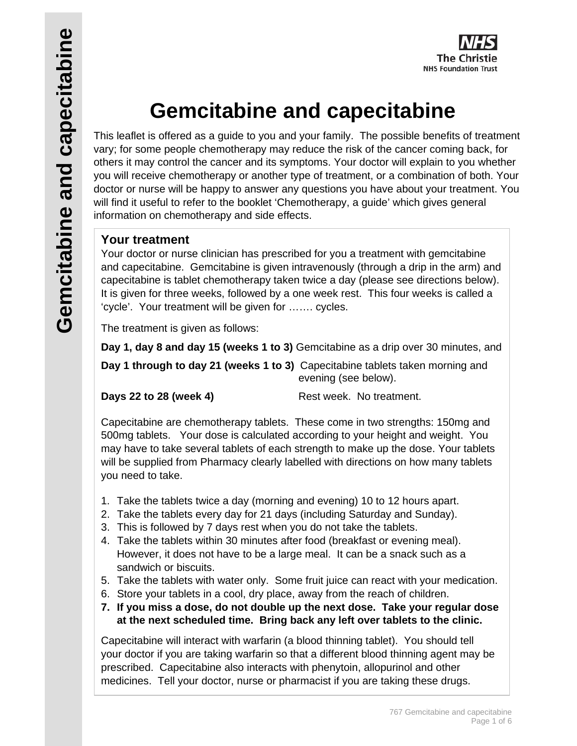# Gemcitabine and capecitabine

This leaflet is offered as a guide to you and your family. The possible benefits of treatment vary; for some people chemotherapy may reduce the risk of the cancer coming back, for others it may control the cancer and its symptoms. Your doctor will explain to you whether you will receive chemotherapy or another type of treatment, or a combination of both. Your doctor or nurse will be happy to answer any questions you have about your treatment. You will find it useful to refer to the booklet 'Chemotherapy, a guide' which gives general information on chemotherapy and side effects.

## Your treatment

Your doctor or nurse clinician has prescribed for you a treatment with gemcitabine and capecitabine. Gemcitabine is given intravenously (through a drip in the arm) and capecitabine is tablet chemotherapy taken twice a day (please see directions below). It is given for three weeks, followed by a one week rest. This four weeks is called a 'cycle'. Your treatment will be given for ……. cycles.

The treatment is given as follows:

**Day 1, day 8 and day 15 (weeks 1 to 3)** Gemcitabine as a drip over 30 minutes, and

**Day 1 through to day 21 (weeks 1 to 3)** Capecitabine tablets taken morning and evening (see below).

**Days 22 to 28 (week 4)** Rest week. No treatment.

Capecitabine are chemotherapy tablets. These come in two strengths: 150mg and 500mg tablets. Your dose is calculated according to your height and weight. You may have to take several tablets of each strength to make up the dose. Your tablets will be supplied from Pharmacy clearly labelled with directions on how many tablets you need to take.

1. Take the tablets twice a day (morning and evening) 10 to 12 hours apart.
2. Take the tablets every day for 21 days (including Saturday and Sunday).
3. This is followed by 7 days rest when you do not take the tablets.
4. Take the tablets within 30 minutes after food (breakfast or evening meal). However, it does not have to be a large meal. It can be a snack such as a sandwich or biscuits.
5. Take the tablets with water only. Some fruit juice can react with your medication.
6. Store your tablets in a cool, dry place, away from the reach of children.
7. **If you miss a dose, do not double up the next dose. Take your regular dose at the next scheduled time. Bring back any left over tablets to the clinic.**

Capecitabine will interact with warfarin (a blood thinning tablet). You should tell your doctor if you are taking warfarin so that a different blood thinning agent may be prescribed. Capecitabine also interacts with phenytoin, allopurinol and other medicines. Tell your doctor, nurse or pharmacist if you are taking these drugs.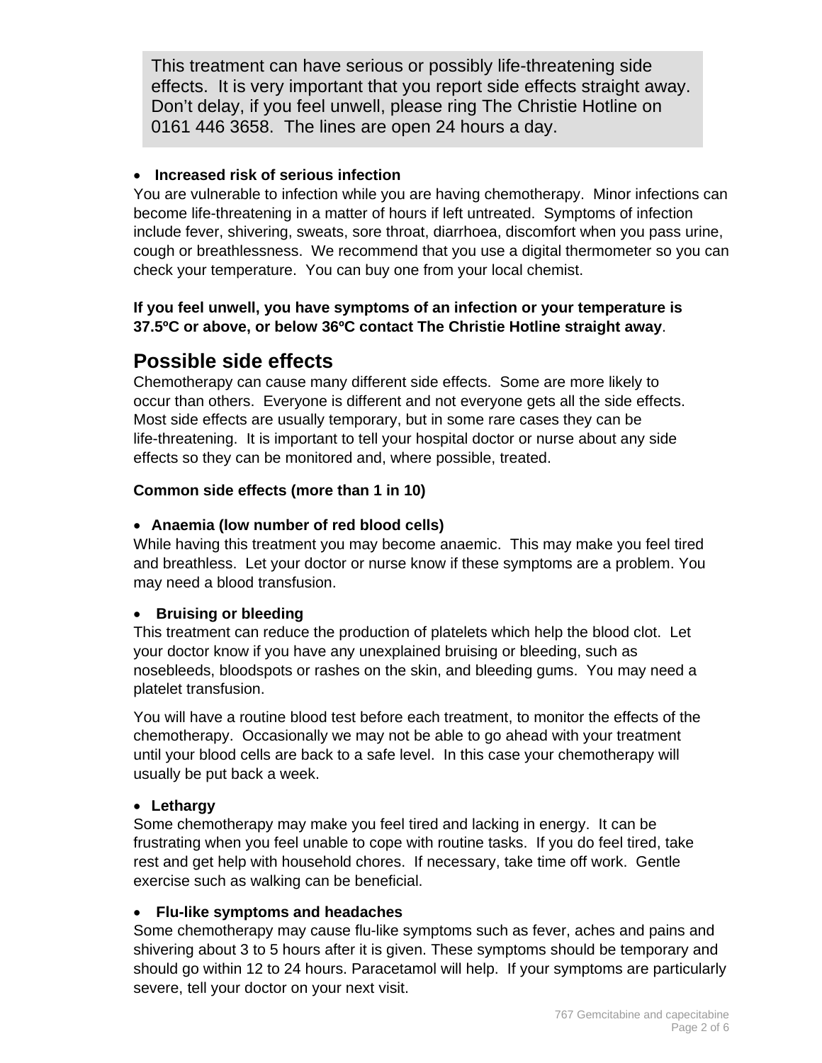This treatment can have serious or possibly life-threatening side effects. It is very important that you report side effects straight away. Don't delay, if you feel unwell, please ring The Christie Hotline on 0161 446 3658. The lines are open 24 hours a day.

- **Increased risk of serious infection**

You are vulnerable to infection while you are having chemotherapy. Minor infections can become life-threatening in a matter of hours if left untreated. Symptoms of infection include fever, shivering, sweats, sore throat, diarrhoea, discomfort when you pass urine, cough or breathlessness. We recommend that you use a digital thermometer so you can check your temperature. You can buy one from your local chemist.

**If you feel unwell, you have symptoms of an infection or your temperature is 37.5ºC or above, or below 36ºC contact The Christie Hotline straight away**.

## Possible side effects

Chemotherapy can cause many different side effects. Some are more likely to occur than others. Everyone is different and not everyone gets all the side effects. Most side effects are usually temporary, but in some rare cases they can be life-threatening. It is important to tell your hospital doctor or nurse about any side effects so they can be monitored and, where possible, treated.

**Common side effects (more than 1 in 10)**

- **Anaemia (low number of red blood cells)**

While having this treatment you may become anaemic. This may make you feel tired and breathless. Let your doctor or nurse know if these symptoms are a problem. You may need a blood transfusion.

- **Bruising or bleeding**

This treatment can reduce the production of platelets which help the blood clot. Let your doctor know if you have any unexplained bruising or bleeding, such as nosebleeds, bloodspots or rashes on the skin, and bleeding gums. You may need a platelet transfusion.

You will have a routine blood test before each treatment, to monitor the effects of the chemotherapy. Occasionally we may not be able to go ahead with your treatment until your blood cells are back to a safe level. In this case your chemotherapy will usually be put back a week.

- **Lethargy**

Some chemotherapy may make you feel tired and lacking in energy. It can be frustrating when you feel unable to cope with routine tasks. If you do feel tired, take rest and get help with household chores. If necessary, take time off work. Gentle exercise such as walking can be beneficial.

- **Flu-like symptoms and headaches**

Some chemotherapy may cause flu-like symptoms such as fever, aches and pains and shivering about 3 to 5 hours after it is given. These symptoms should be temporary and should go within 12 to 24 hours. Paracetamol will help. If your symptoms are particularly severe, tell your doctor on your next visit.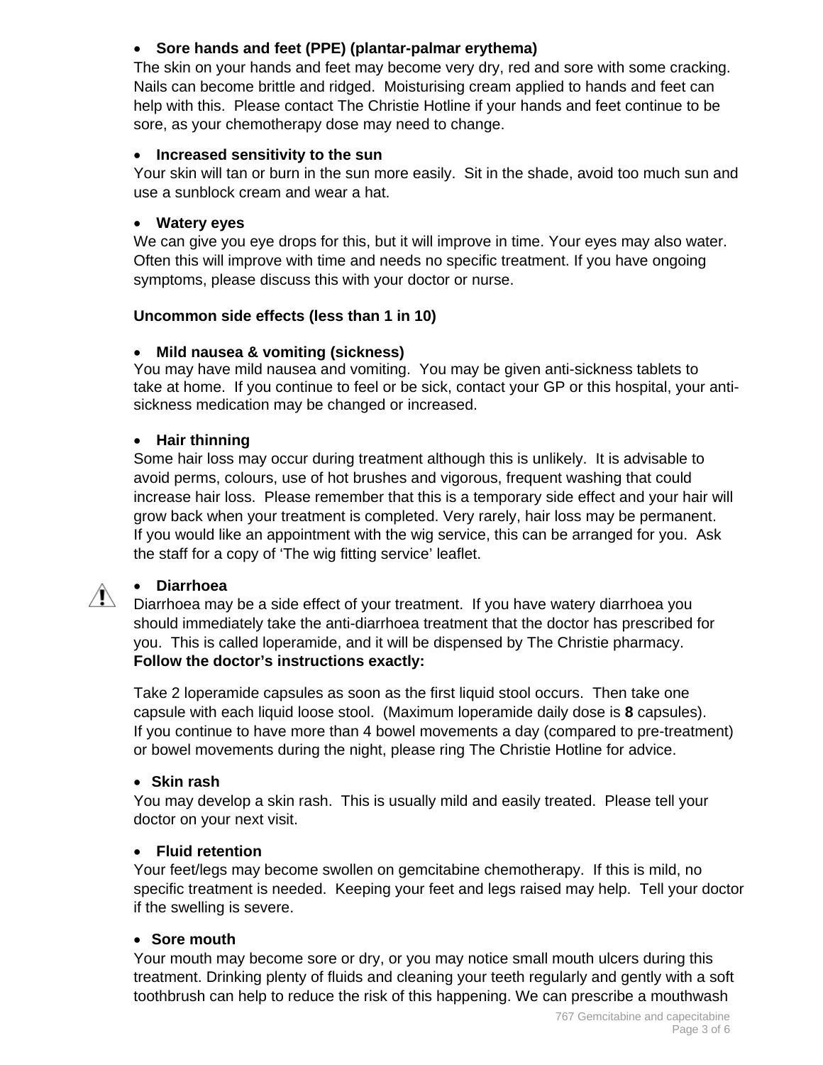- **Sore hands and feet (PPE) (plantar-palmar erythema)**

The skin on your hands and feet may become very dry, red and sore with some cracking. Nails can become brittle and ridged. Moisturising cream applied to hands and feet can help with this. Please contact The Christie Hotline if your hands and feet continue to be sore, as your chemotherapy dose may need to change.

- **Increased sensitivity to the sun**

Your skin will tan or burn in the sun more easily. Sit in the shade, avoid too much sun and use a sunblock cream and wear a hat.

- **Watery eyes**

We can give you eye drops for this, but it will improve in time. Your eyes may also water. Often this will improve with time and needs no specific treatment. If you have ongoing symptoms, please discuss this with your doctor or nurse.

**Uncommon side effects (less than 1 in 10)**

- **Mild nausea & vomiting (sickness)**

You may have mild nausea and vomiting. You may be given anti-sickness tablets to take at home. If you continue to feel or be sick, contact your GP or this hospital, your anti-sickness medication may be changed or increased.

- **Hair thinning**

Some hair loss may occur during treatment although this is unlikely. It is advisable to avoid perms, colours, use of hot brushes and vigorous, frequent washing that could increase hair loss. Please remember that this is a temporary side effect and your hair will grow back when your treatment is completed. Very rarely, hair loss may be permanent. If you would like an appointment with the wig service, this can be arranged for you. Ask the staff for a copy of 'The wig fitting service' leaflet.

- ⚠ **Diarrhoea**

Diarrhoea may be a side effect of your treatment. If you have watery diarrhoea you should immediately take the anti-diarrhoea treatment that the doctor has prescribed for you. This is called loperamide, and it will be dispensed by The Christie pharmacy. **Follow the doctor's instructions exactly:**

Take 2 loperamide capsules as soon as the first liquid stool occurs. Then take one capsule with each liquid loose stool. (Maximum loperamide daily dose is **8** capsules). If you continue to have more than 4 bowel movements a day (compared to pre-treatment) or bowel movements during the night, please ring The Christie Hotline for advice.

- **Skin rash**

You may develop a skin rash. This is usually mild and easily treated. Please tell your doctor on your next visit.

- **Fluid retention**

Your feet/legs may become swollen on gemcitabine chemotherapy. If this is mild, no specific treatment is needed. Keeping your feet and legs raised may help. Tell your doctor if the swelling is severe.

- **Sore mouth**

Your mouth may become sore or dry, or you may notice small mouth ulcers during this treatment. Drinking plenty of fluids and cleaning your teeth regularly and gently with a soft toothbrush can help to reduce the risk of this happening. We can prescribe a mouthwash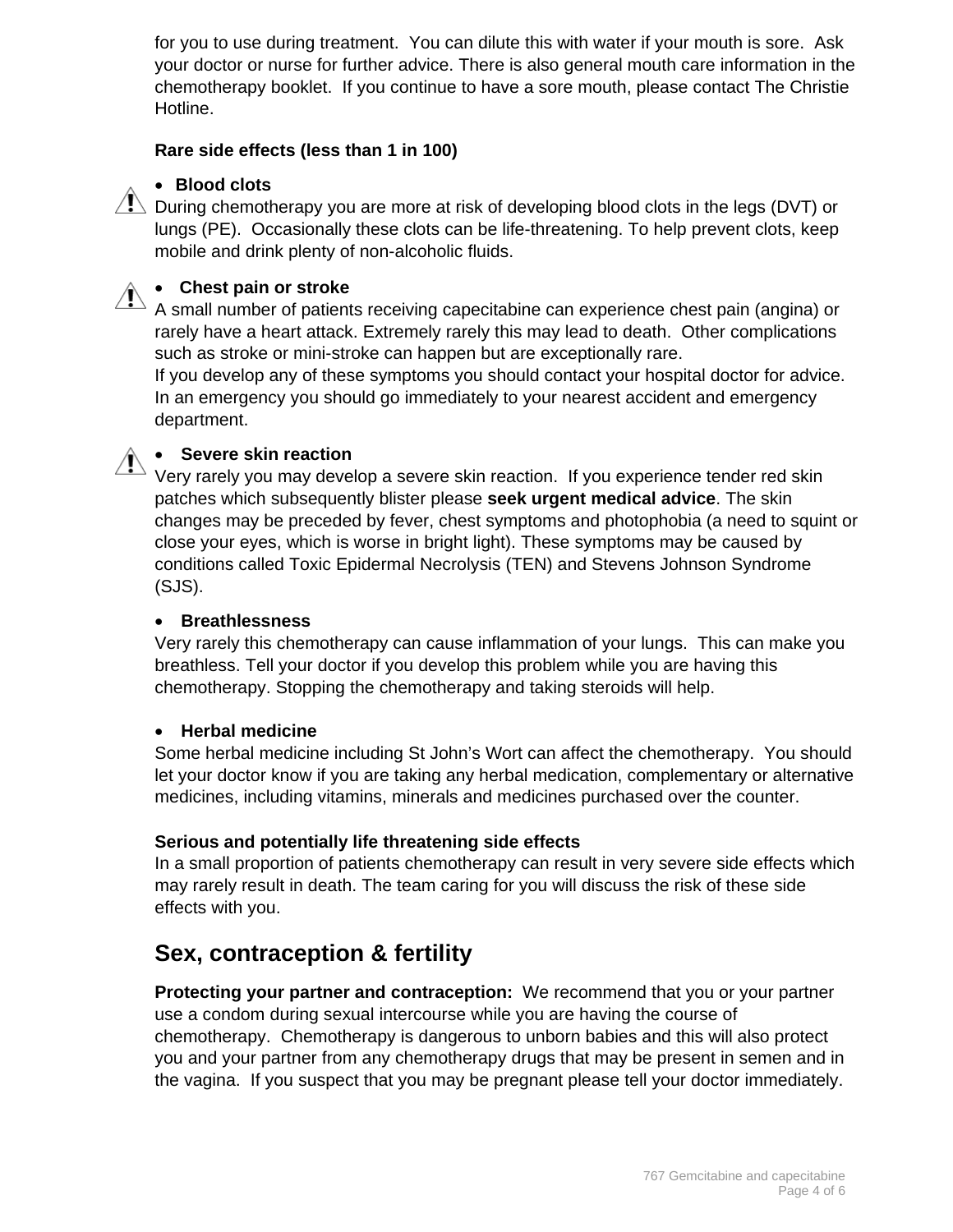for you to use during treatment.  You can dilute this with water if your mouth is sore.  Ask your doctor or nurse for further advice. There is also general mouth care information in the chemotherapy booklet.  If you continue to have a sore mouth, please contact The Christie Hotline.

**Rare side effects (less than 1 in 100)**

- **Blood clots**

During chemotherapy you are more at risk of developing blood clots in the legs (DVT) or lungs (PE).  Occasionally these clots can be life-threatening. To help prevent clots, keep mobile and drink plenty of non-alcoholic fluids.

- **Chest pain or stroke**

A small number of patients receiving capecitabine can experience chest pain (angina) or rarely have a heart attack. Extremely rarely this may lead to death.  Other complications such as stroke or mini-stroke can happen but are exceptionally rare.
If you develop any of these symptoms you should contact your hospital doctor for advice. In an emergency you should go immediately to your nearest accident and emergency department.

- **Severe skin reaction**

Very rarely you may develop a severe skin reaction.  If you experience tender red skin patches which subsequently blister please **seek urgent medical advice**. The skin changes may be preceded by fever, chest symptoms and photophobia (a need to squint or close your eyes, which is worse in bright light). These symptoms may be caused by conditions called Toxic Epidermal Necrolysis (TEN) and Stevens Johnson Syndrome (SJS).

- **Breathlessness**

Very rarely this chemotherapy can cause inflammation of your lungs.  This can make you breathless. Tell your doctor if you develop this problem while you are having this chemotherapy. Stopping the chemotherapy and taking steroids will help.

- **Herbal medicine**

Some herbal medicine including St John's Wort can affect the chemotherapy.  You should let your doctor know if you are taking any herbal medication, complementary or alternative medicines, including vitamins, minerals and medicines purchased over the counter.

**Serious and potentially life threatening side effects**
In a small proportion of patients chemotherapy can result in very severe side effects which may rarely result in death. The team caring for you will discuss the risk of these side effects with you.

## Sex, contraception & fertility

**Protecting your partner and contraception:**  We recommend that you or your partner use a condom during sexual intercourse while you are having the course of chemotherapy.  Chemotherapy is dangerous to unborn babies and this will also protect you and your partner from any chemotherapy drugs that may be present in semen and in the vagina.  If you suspect that you may be pregnant please tell your doctor immediately.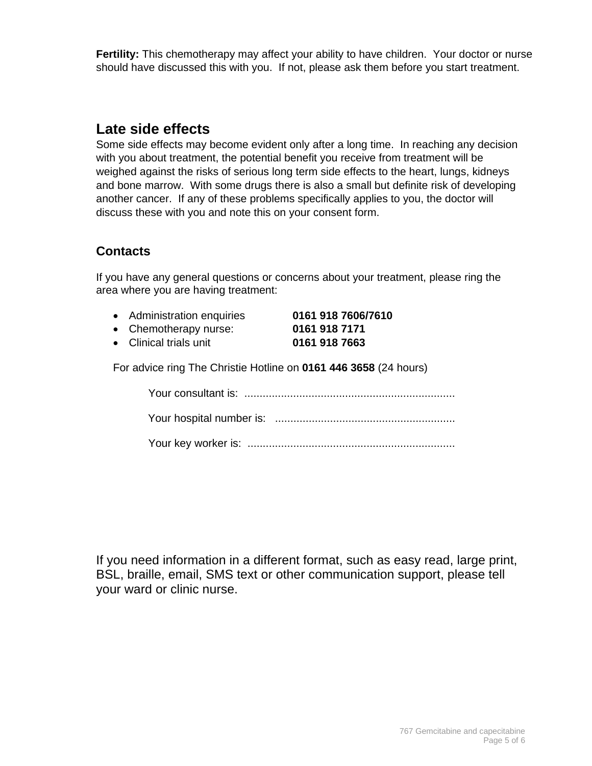**Fertility:** This chemotherapy may affect your ability to have children. Your doctor or nurse should have discussed this with you. If not, please ask them before you start treatment.

## Late side effects

Some side effects may become evident only after a long time. In reaching any decision with you about treatment, the potential benefit you receive from treatment will be weighed against the risks of serious long term side effects to the heart, lungs, kidneys and bone marrow. With some drugs there is also a small but definite risk of developing another cancer. If any of these problems specifically applies to you, the doctor will discuss these with you and note this on your consent form.

### Contacts

If you have any general questions or concerns about your treatment, please ring the area where you are having treatment:

- Administration enquiries **0161 918 7606/7610**
- Chemotherapy nurse: **0161 918 7171**
- Clinical trials unit **0161 918 7663**

For advice ring The Christie Hotline on **0161 446 3658** (24 hours)

Your consultant is: .....................................................................

Your hospital number is: ...........................................................

Your key worker is: ....................................................................

If you need information in a different format, such as easy read, large print, BSL, braille, email, SMS text or other communication support, please tell your ward or clinic nurse.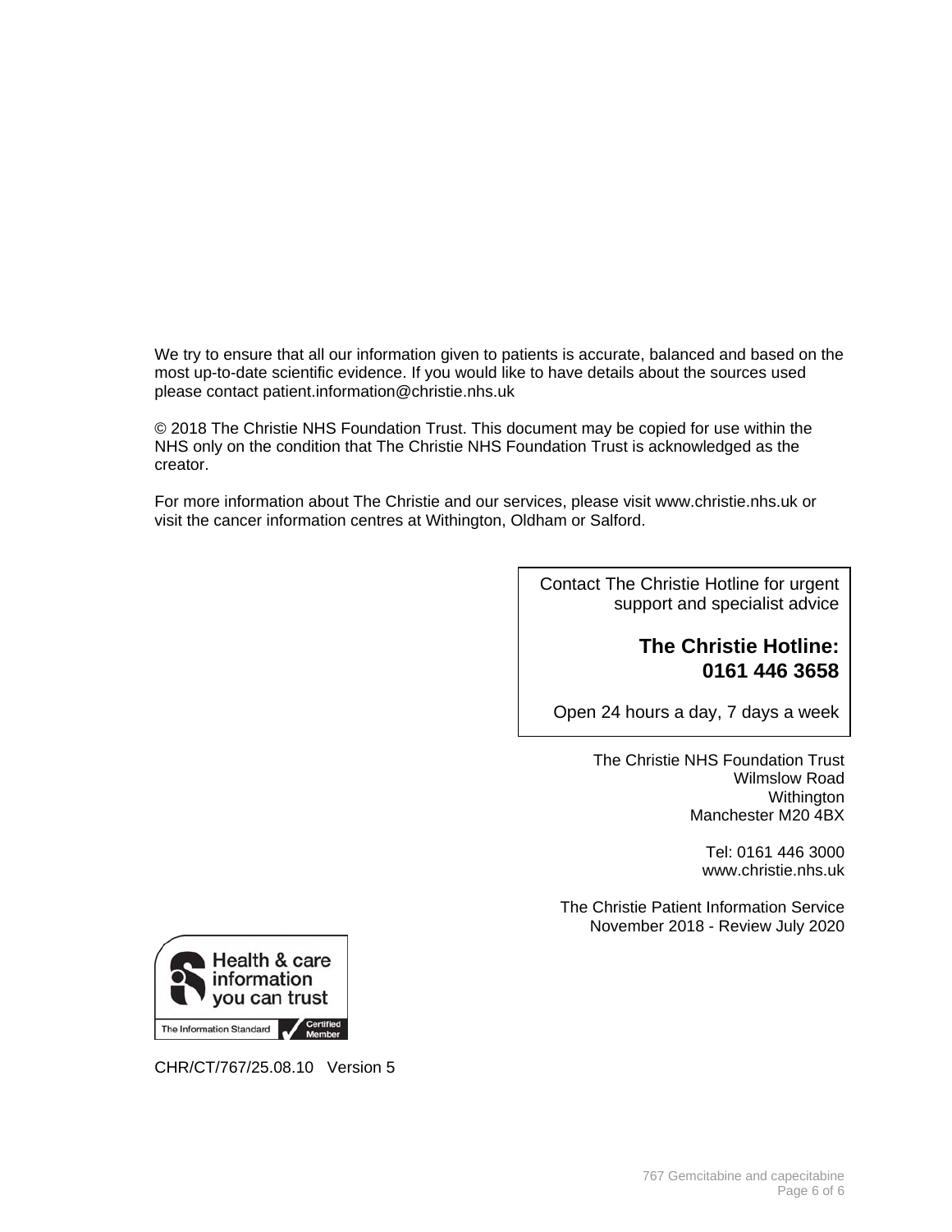We try to ensure that all our information given to patients is accurate, balanced and based on the most up-to-date scientific evidence. If you would like to have details about the sources used please contact patient.information@christie.nhs.uk

© 2018 The Christie NHS Foundation Trust. This document may be copied for use within the NHS only on the condition that The Christie NHS Foundation Trust is acknowledged as the creator.

For more information about The Christie and our services, please visit www.christie.nhs.uk or visit the cancer information centres at Withington, Oldham or Salford.

Contact The Christie Hotline for urgent support and specialist advice

**The Christie Hotline:**
**0161 446 3658**

Open 24 hours a day, 7 days a week

The Christie NHS Foundation Trust
Wilmslow Road
Withington
Manchester M20 4BX

Tel: 0161 446 3000
www.christie.nhs.uk

The Christie Patient Information Service
November 2018 - Review July 2020

Health & care information you can trust
The Information Standard Certified Member

CHR/CT/767/25.08.10 Version 5